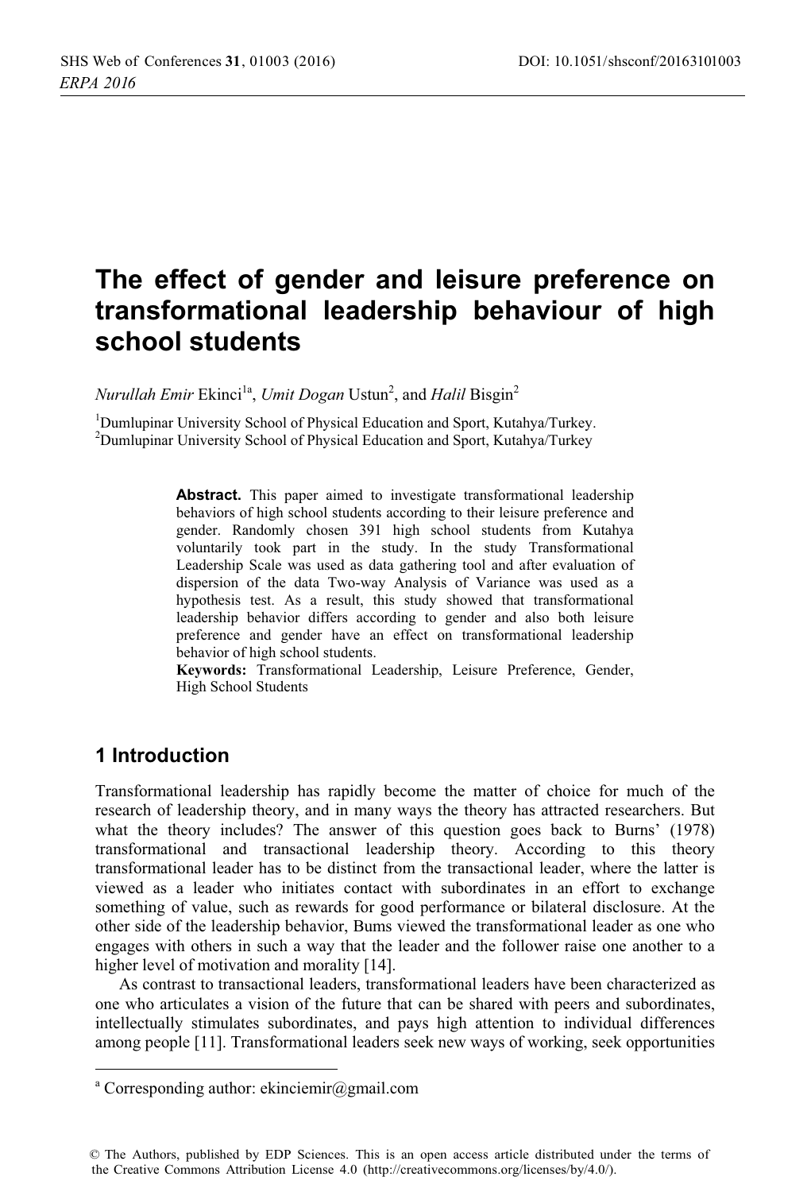# The effect of gender and leisure preference on transformational leadership behaviour of high school students

*Nurullah Emir* Ekinci[1a], *Umit Dogan* Ustun[2], and *Halil* Bisgin[2]

[1]Dumlupinar University School of Physical Education and Sport, Kutahya/Turkey.
[2]Dumlupinar University School of Physical Education and Sport, Kutahya/Turkey

**Abstract.** This paper aimed to investigate transformational leadership behaviors of high school students according to their leisure preference and gender. Randomly chosen 391 high school students from Kutahya voluntarily took part in the study. In the study Transformational Leadership Scale was used as data gathering tool and after evaluation of dispersion of the data Two-way Analysis of Variance was used as a hypothesis test. As a result, this study showed that transformational leadership behavior differs according to gender and also both leisure preference and gender have an effect on transformational leadership behavior of high school students.

**Keywords:** Transformational Leadership, Leisure Preference, Gender, High School Students

## 1 Introduction

Transformational leadership has rapidly become the matter of choice for much of the research of leadership theory, and in many ways the theory has attracted researchers. But what the theory includes? The answer of this question goes back to Burns' (1978) transformational and transactional leadership theory. According to this theory transformational leader has to be distinct from the transactional leader, where the latter is viewed as a leader who initiates contact with subordinates in an effort to exchange something of value, such as rewards for good performance or bilateral disclosure. At the other side of the leadership behavior, Bums viewed the transformational leader as one who engages with others in such a way that the leader and the follower raise one another to a higher level of motivation and morality [14].

As contrast to transactional leaders, transformational leaders have been characterized as one who articulates a vision of the future that can be shared with peers and subordinates, intellectually stimulates subordinates, and pays high attention to individual differences among people [11]. Transformational leaders seek new ways of working, seek opportunities

[a] Corresponding author: ekinciemir@gmail.com

© The Authors, published by EDP Sciences. This is an open access article distributed under the terms of the Creative Commons Attribution License 4.0 (http://creativecommons.org/licenses/by/4.0/).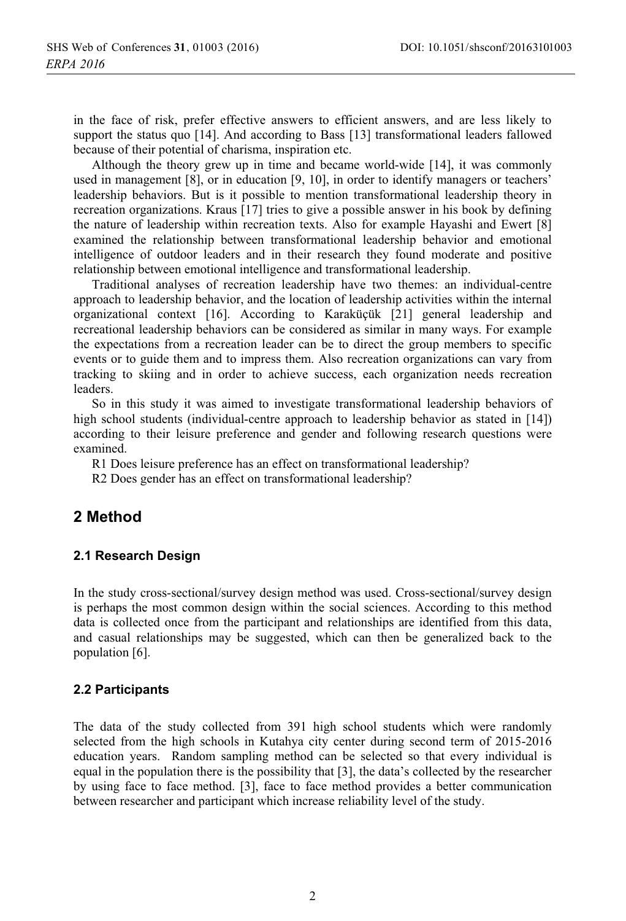in the face of risk, prefer effective answers to efficient answers, and are less likely to support the status quo [14]. And according to Bass [13] transformational leaders fallowed because of their potential of charisma, inspiration etc.

Although the theory grew up in time and became world-wide [14], it was commonly used in management [8], or in education [9, 10], in order to identify managers or teachers' leadership behaviors. But is it possible to mention transformational leadership theory in recreation organizations. Kraus [17] tries to give a possible answer in his book by defining the nature of leadership within recreation texts. Also for example Hayashi and Ewert [8] examined the relationship between transformational leadership behavior and emotional intelligence of outdoor leaders and in their research they found moderate and positive relationship between emotional intelligence and transformational leadership.

Traditional analyses of recreation leadership have two themes: an individual-centre approach to leadership behavior, and the location of leadership activities within the internal organizational context [16]. According to Karaküçük [21] general leadership and recreational leadership behaviors can be considered as similar in many ways. For example the expectations from a recreation leader can be to direct the group members to specific events or to guide them and to impress them. Also recreation organizations can vary from tracking to skiing and in order to achieve success, each organization needs recreation leaders.

So in this study it was aimed to investigate transformational leadership behaviors of high school students (individual-centre approach to leadership behavior as stated in [14]) according to their leisure preference and gender and following research questions were examined.

R1 Does leisure preference has an effect on transformational leadership?

R2 Does gender has an effect on transformational leadership?

## 2 Method

### 2.1 Research Design

In the study cross-sectional/survey design method was used. Cross-sectional/survey design is perhaps the most common design within the social sciences. According to this method data is collected once from the participant and relationships are identified from this data, and casual relationships may be suggested, which can then be generalized back to the population [6].

### 2.2 Participants

The data of the study collected from 391 high school students which were randomly selected from the high schools in Kutahya city center during second term of 2015-2016 education years. Random sampling method can be selected so that every individual is equal in the population there is the possibility that [3], the data's collected by the researcher by using face to face method. [3], face to face method provides a better communication between researcher and participant which increase reliability level of the study.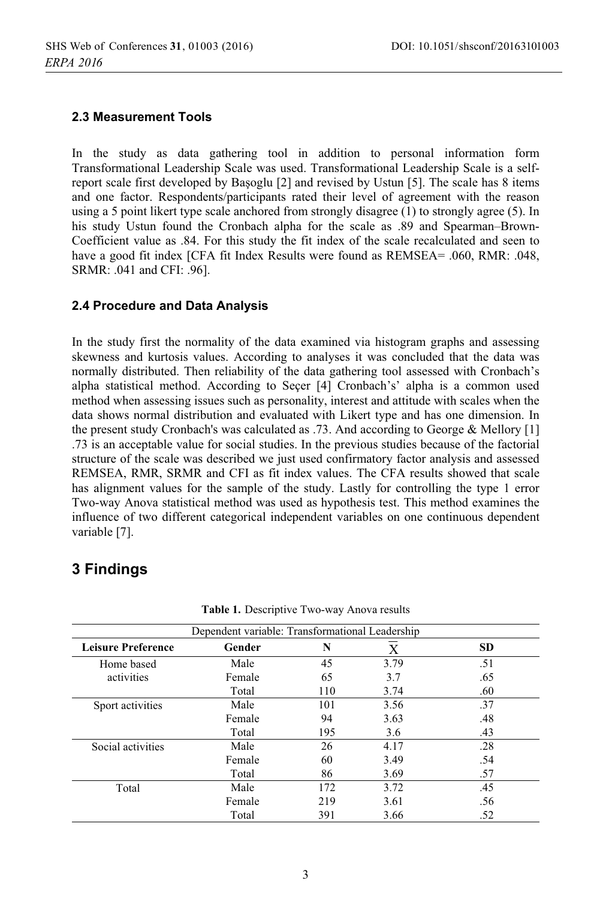### 2.3 Measurement Tools

In the study as data gathering tool in addition to personal information form Transformational Leadership Scale was used. Transformational Leadership Scale is a self-report scale first developed by Başoglu [2] and revised by Ustun [5]. The scale has 8 items and one factor. Respondents/participants rated their level of agreement with the reason using a 5 point likert type scale anchored from strongly disagree (1) to strongly agree (5). In his study Ustun found the Cronbach alpha for the scale as .89 and Spearman–Brown-Coefficient value as .84. For this study the fit index of the scale recalculated and seen to have a good fit index [CFA fit Index Results were found as REMSEA= .060, RMR: .048, SRMR: .041 and CFI: .96].

### 2.4 Procedure and Data Analysis

In the study first the normality of the data examined via histogram graphs and assessing skewness and kurtosis values. According to analyses it was concluded that the data was normally distributed. Then reliability of the data gathering tool assessed with Cronbach's alpha statistical method. According to Seçer [4] Cronbach's' alpha is a common used method when assessing issues such as personality, interest and attitude with scales when the data shows normal distribution and evaluated with Likert type and has one dimension. In the present study Cronbach's was calculated as .73. And according to George & Mellory [1] .73 is an acceptable value for social studies. In the previous studies because of the factorial structure of the scale was described we just used confirmatory factor analysis and assessed REMSEA, RMR, SRMR and CFI as fit index values. The CFA results showed that scale has alignment values for the sample of the study. Lastly for controlling the type 1 error Two-way Anova statistical method was used as hypothesis test. This method examines the influence of two different categorical independent variables on one continuous dependent variable [7].

## 3 Findings

**Table 1.** Descriptive Two-way Anova results

| Dependent variable: Transformational Leadership | | | | |
|---|---|---|---|---|
| **Leisure Preference** | **Gender** | **N** | $\overline{X}$ | **SD** |
| Home based activities | Male | 45 | 3.79 | .51 |
| | Female | 65 | 3.7 | .65 |
| | Total | 110 | 3.74 | .60 |
| Sport activities | Male | 101 | 3.56 | .37 |
| | Female | 94 | 3.63 | .48 |
| | Total | 195 | 3.6 | .43 |
| Social activities | Male | 26 | 4.17 | .28 |
| | Female | 60 | 3.49 | .54 |
| | Total | 86 | 3.69 | .57 |
| Total | Male | 172 | 3.72 | .45 |
| | Female | 219 | 3.61 | .56 |
| | Total | 391 | 3.66 | .52 |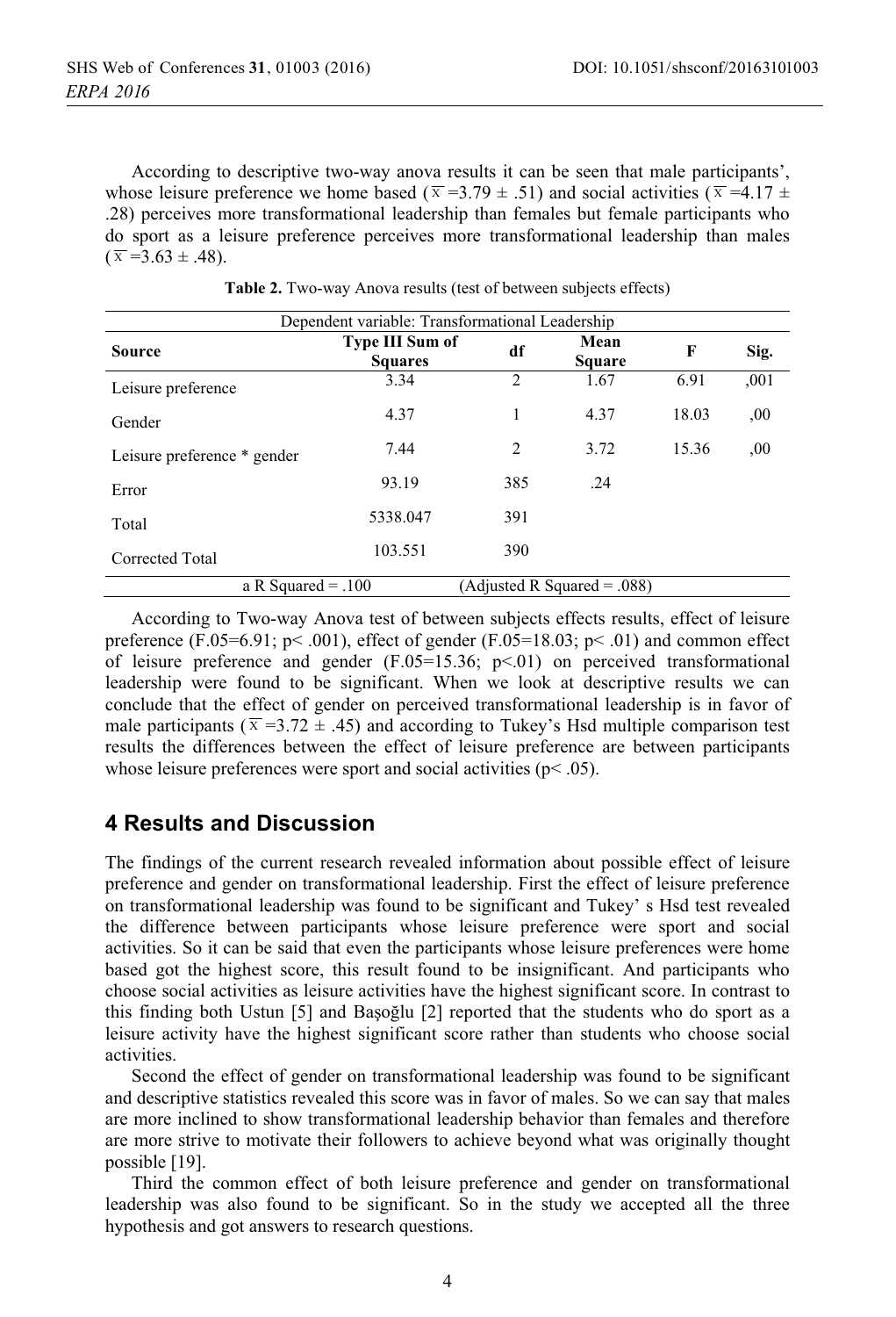According to descriptive two-way anova results it can be seen that male participants', whose leisure preference we home based ($\bar{x}$ =3.79 ± .51) and social activities ($\bar{x}$ =4.17 ± .28) perceives more transformational leadership than females but female participants who do sport as a leisure preference perceives more transformational leadership than males ($\bar{x}$ =3.63 ± .48).

**Table 2.** Two-way Anova results (test of between subjects effects)

| Dependent variable: Transformational Leadership | | | | | |
|---|---|---|---|---|---|
| **Source** | **Type III Sum of Squares** | **df** | **Mean Square** | **F** | **Sig.** |
| Leisure preference | 3.34 | 2 | 1.67 | 6.91 | ,001 |
| Gender | 4.37 | 1 | 4.37 | 18.03 | ,00 |
| Leisure preference * gender | 7.44 | 2 | 3.72 | 15.36 | ,00 |
| Error | 93.19 | 385 | .24 | | |
| Total | 5338.047 | 391 | | | |
| Corrected Total | 103.551 | 390 | | | |
| a R Squared = .100 | | (Adjusted R Squared = .088) | | | |

According to Two-way Anova test of between subjects effects results, effect of leisure preference ($F_{.05}$=6.91; $p< .001$), effect of gender ($F_{.05}$=18.03; $p< .01$) and common effect of leisure preference and gender ($F_{.05}$=15.36; $p<.01$) on perceived transformational leadership were found to be significant. When we look at descriptive results we can conclude that the effect of gender on perceived transformational leadership is in favor of male participants ($\bar{x}$ =3.72 ± .45) and according to Tukey's Hsd multiple comparison test results the differences between the effect of leisure preference are between participants whose leisure preferences were sport and social activities ($p< .05$).

## 4 Results and Discussion

The findings of the current research revealed information about possible effect of leisure preference and gender on transformational leadership. First the effect of leisure preference on transformational leadership was found to be significant and Tukey' s Hsd test revealed the difference between participants whose leisure preference were sport and social activities. So it can be said that even the participants whose leisure preferences were home based got the highest score, this result found to be insignificant. And participants who choose social activities as leisure activities have the highest significant score. In contrast to this finding both Ustun [5] and Başoğlu [2] reported that the students who do sport as a leisure activity have the highest significant score rather than students who choose social activities.

Second the effect of gender on transformational leadership was found to be significant and descriptive statistics revealed this score was in favor of males. So we can say that males are more inclined to show transformational leadership behavior than females and therefore are more strive to motivate their followers to achieve beyond what was originally thought possible [19].

Third the common effect of both leisure preference and gender on transformational leadership was also found to be significant. So in the study we accepted all the three hypothesis and got answers to research questions.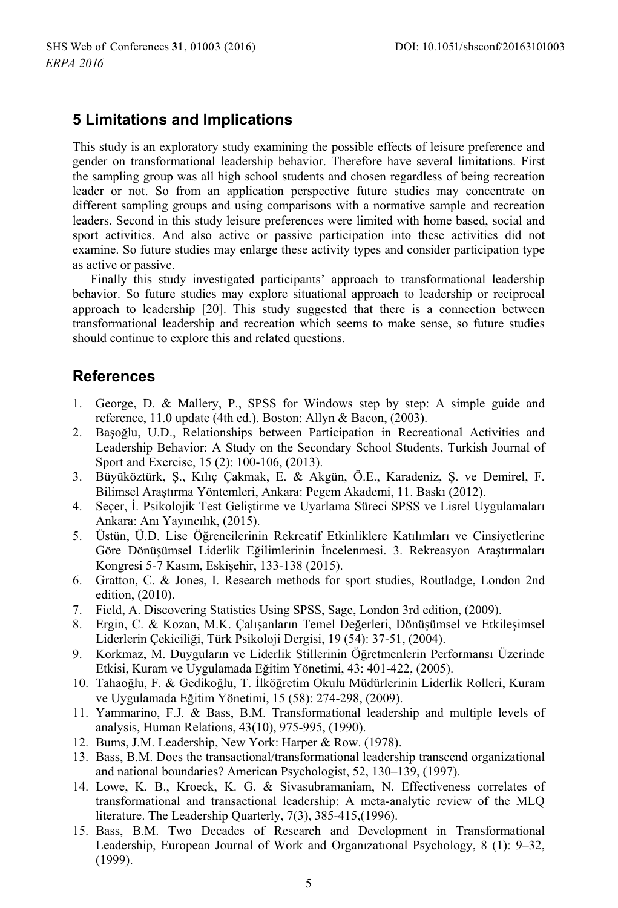## 5 Limitations and Implications

This study is an exploratory study examining the possible effects of leisure preference and gender on transformational leadership behavior. Therefore have several limitations. First the sampling group was all high school students and chosen regardless of being recreation leader or not. So from an application perspective future studies may concentrate on different sampling groups and using comparisons with a normative sample and recreation leaders. Second in this study leisure preferences were limited with home based, social and sport activities. And also active or passive participation into these activities did not examine. So future studies may enlarge these activity types and consider participation type as active or passive.

Finally this study investigated participants' approach to transformational leadership behavior. So future studies may explore situational approach to leadership or reciprocal approach to leadership [20]. This study suggested that there is a connection between transformational leadership and recreation which seems to make sense, so future studies should continue to explore this and related questions.

## References

1. George, D. & Mallery, P., SPSS for Windows step by step: A simple guide and reference, 11.0 update (4th ed.). Boston: Allyn & Bacon, (2003).
2. Başoğlu, U.D., Relationships between Participation in Recreational Activities and Leadership Behavior: A Study on the Secondary School Students, Turkish Journal of Sport and Exercise, 15 (2): 100-106, (2013).
3. Büyüköztürk, Ş., Kılıç Çakmak, E. & Akgün, Ö.E., Karadeniz, Ş. ve Demirel, F. Bilimsel Araştırma Yöntemleri, Ankara: Pegem Akademi, 11. Baskı (2012).
4. Seçer, İ. Psikolojik Test Geliştirme ve Uyarlama Süreci SPSS ve Lisrel Uygulamaları Ankara: Anı Yayıncılık, (2015).
5. Üstün, Ü.D. Lise Öğrencilerinin Rekreatif Etkinliklere Katılımları ve Cinsiyetlerine Göre Dönüşümsel Liderlik Eğilimlerinin İncelenmesi. 3. Rekreasyon Araştırmaları Kongresi 5-7 Kasım, Eskişehir, 133-138 (2015).
6. Gratton, C. & Jones, I. Research methods for sport studies, Routladge, London 2nd edition, (2010).
7. Field, A. Discovering Statistics Using SPSS, Sage, London 3rd edition, (2009).
8. Ergin, C. & Kozan, M.K. Çalışanların Temel Değerleri, Dönüşümsel ve Etkileşimsel Liderlerin Çekiciliği, Türk Psikoloji Dergisi, 19 (54): 37-51, (2004).
9. Korkmaz, M. Duyguların ve Liderlik Stillerinin Öğretmenlerin Performansı Üzerinde Etkisi, Kuram ve Uygulamada Eğitim Yönetimi, 43: 401-422, (2005).
10. Tahaoğlu, F. & Gedikoğlu, T. İlköğretim Okulu Müdürlerinin Liderlik Rolleri, Kuram ve Uygulamada Eğitim Yönetimi, 15 (58): 274-298, (2009).
11. Yammarino, F.J. & Bass, B.M. Transformational leadership and multiple levels of analysis, Human Relations, 43(10), 975-995, (1990).
12. Bums, J.M. Leadership, New York: Harper & Row. (1978).
13. Bass, B.M. Does the transactional/transformational leadership transcend organizational and national boundaries? American Psychologist, 52, 130–139, (1997).
14. Lowe, K. B., Kroeck, K. G. & Sivasubramaniam, N. Effectiveness correlates of transformational and transactional leadership: A meta-analytic review of the MLQ literature. The Leadership Quarterly, 7(3), 385-415,(1996).
15. Bass, B.M. Two Decades of Research and Development in Transformational Leadership, European Journal of Work and Organızatıonal Psychology, 8 (1): 9–32, (1999).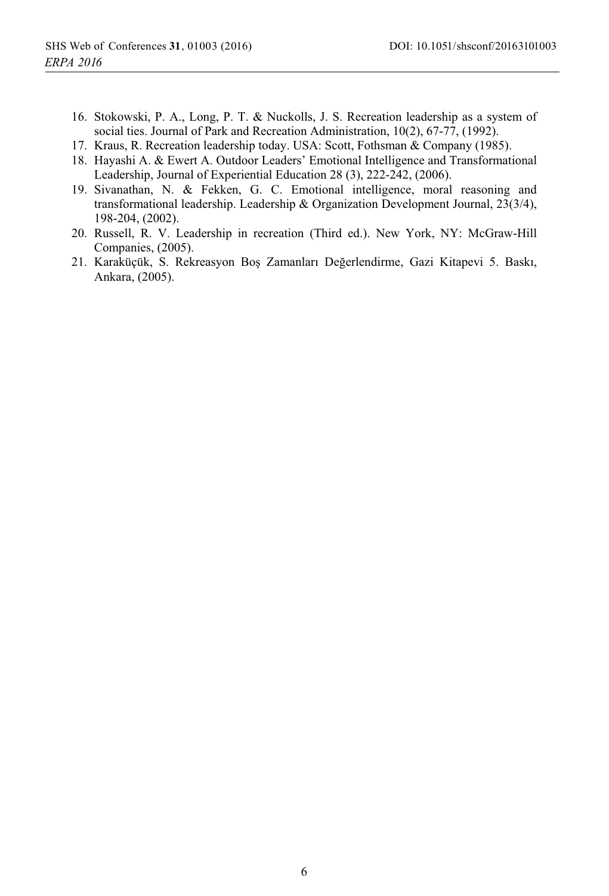16. Stokowski, P. A., Long, P. T. & Nuckolls, J. S. Recreation leadership as a system of social ties. Journal of Park and Recreation Administration, 10(2), 67-77, (1992).
17. Kraus, R. Recreation leadership today. USA: Scott, Fothsman & Company (1985).
18. Hayashi A. & Ewert A. Outdoor Leaders' Emotional Intelligence and Transformational Leadership, Journal of Experiential Education 28 (3), 222-242, (2006).
19. Sivanathan, N. & Fekken, G. C. Emotional intelligence, moral reasoning and transformational leadership. Leadership & Organization Development Journal, 23(3/4), 198-204, (2002).
20. Russell, R. V. Leadership in recreation (Third ed.). New York, NY: McGraw-Hill Companies, (2005).
21. Karaküçük, S. Rekreasyon Boş Zamanları Değerlendirme, Gazi Kitapevi 5. Baskı, Ankara, (2005).